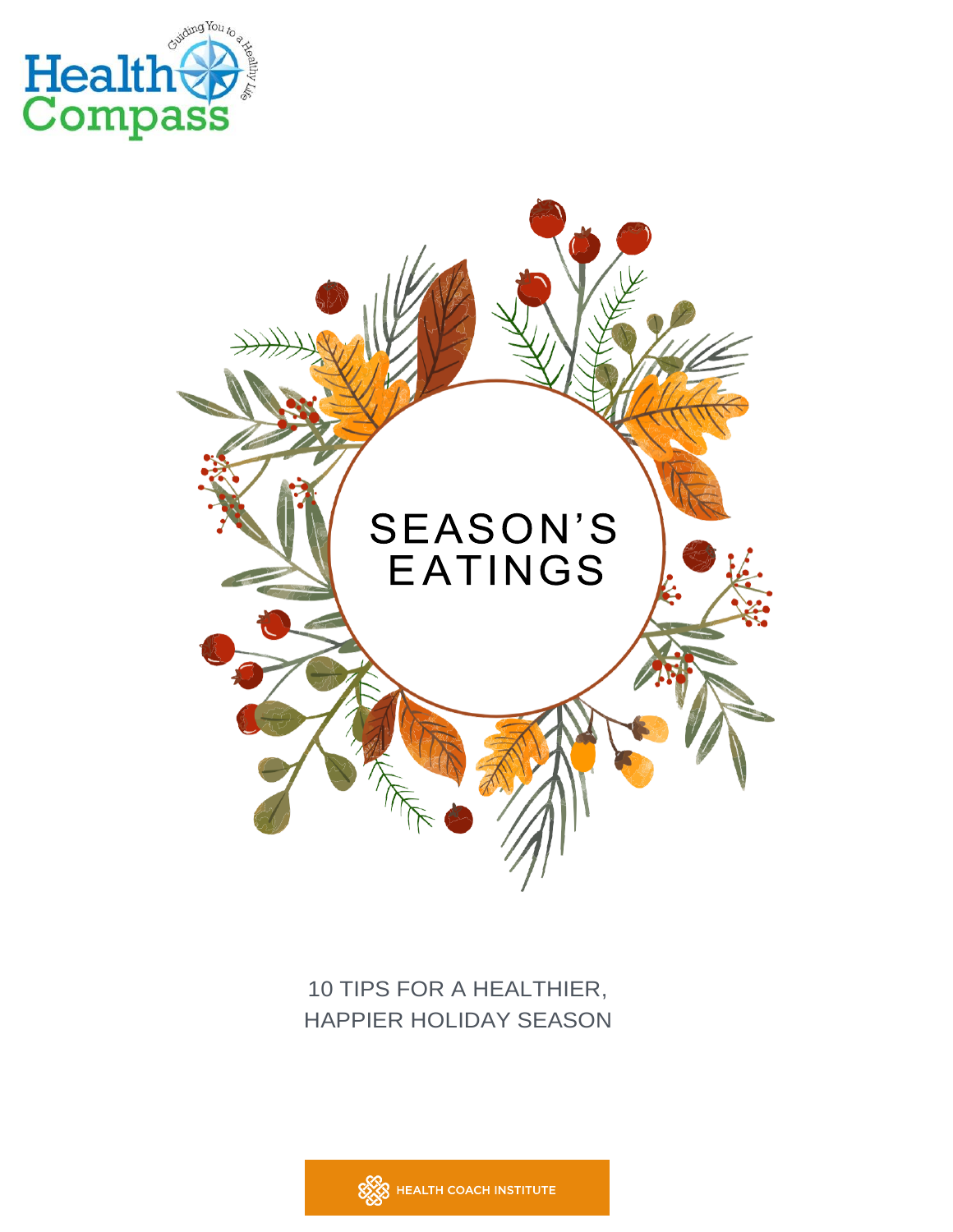Health Compass

Guiding You to a Healthy Life

# SEASON'S EATINGS

## 10 TIPS FOR A HEALTHIER, HAPPIER HOLIDAY SEASON

HEALTH COACH INSTITUTE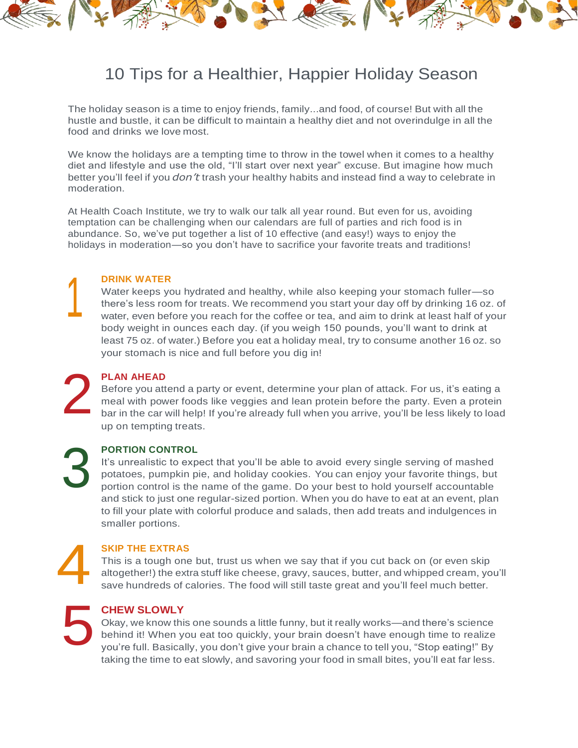# 10 Tips for a Healthier, Happier Holiday Season

The holiday season is a time to enjoy friends, family...and food, of course! But with all the hustle and bustle, it can be difficult to maintain a healthy diet and not overindulge in all the food and drinks we love most.

We know the holidays are a tempting time to throw in the towel when it comes to a healthy diet and lifestyle and use the old, "I'll start over next year" excuse. But imagine how much better you'll feel if you *don't* trash your healthy habits and instead find a way to celebrate in moderation.

At Health Coach Institute, we try to walk our talk all year round. But even for us, avoiding temptation can be challenging when our calendars are full of parties and rich food is in abundance. So, we've put together a list of 10 effective (and easy!) ways to enjoy the holidays in moderation—so you don't have to sacrifice your favorite treats and traditions!

## 1 DRINK WATER

Water keeps you hydrated and healthy, while also keeping your stomach fuller—so there's less room for treats. We recommend you start your day off by drinking 16 oz. of water, even before you reach for the coffee or tea, and aim to drink at least half of your body weight in ounces each day. (if you weigh 150 pounds, you'll want to drink at least 75 oz. of water.) Before you eat a holiday meal, try to consume another 16 oz. so your stomach is nice and full before you dig in!

## 2 PLAN AHEAD

Before you attend a party or event, determine your plan of attack. For us, it's eating a meal with power foods like veggies and lean protein before the party. Even a protein bar in the car will help! If you're already full when you arrive, you'll be less likely to load up on tempting treats.

## 3 PORTION CONTROL

It's unrealistic to expect that you'll be able to avoid every single serving of mashed potatoes, pumpkin pie, and holiday cookies. You can enjoy your favorite things, but portion control is the name of the game. Do your best to hold yourself accountable and stick to just one regular-sized portion. When you do have to eat at an event, plan to fill your plate with colorful produce and salads, then add treats and indulgences in smaller portions.

## 4 SKIP THE EXTRAS

This is a tough one but, trust us when we say that if you cut back on (or even skip altogether!) the extra stuff like cheese, gravy, sauces, butter, and whipped cream, you'll save hundreds of calories. The food will still taste great and you'll feel much better.

## 5 CHEW SLOWLY

Okay, we know this one sounds a little funny, but it really works—and there's science behind it! When you eat too quickly, your brain doesn't have enough time to realize you're full. Basically, you don't give your brain a chance to tell you, "Stop eating!" By taking the time to eat slowly, and savoring your food in small bites, you'll eat far less.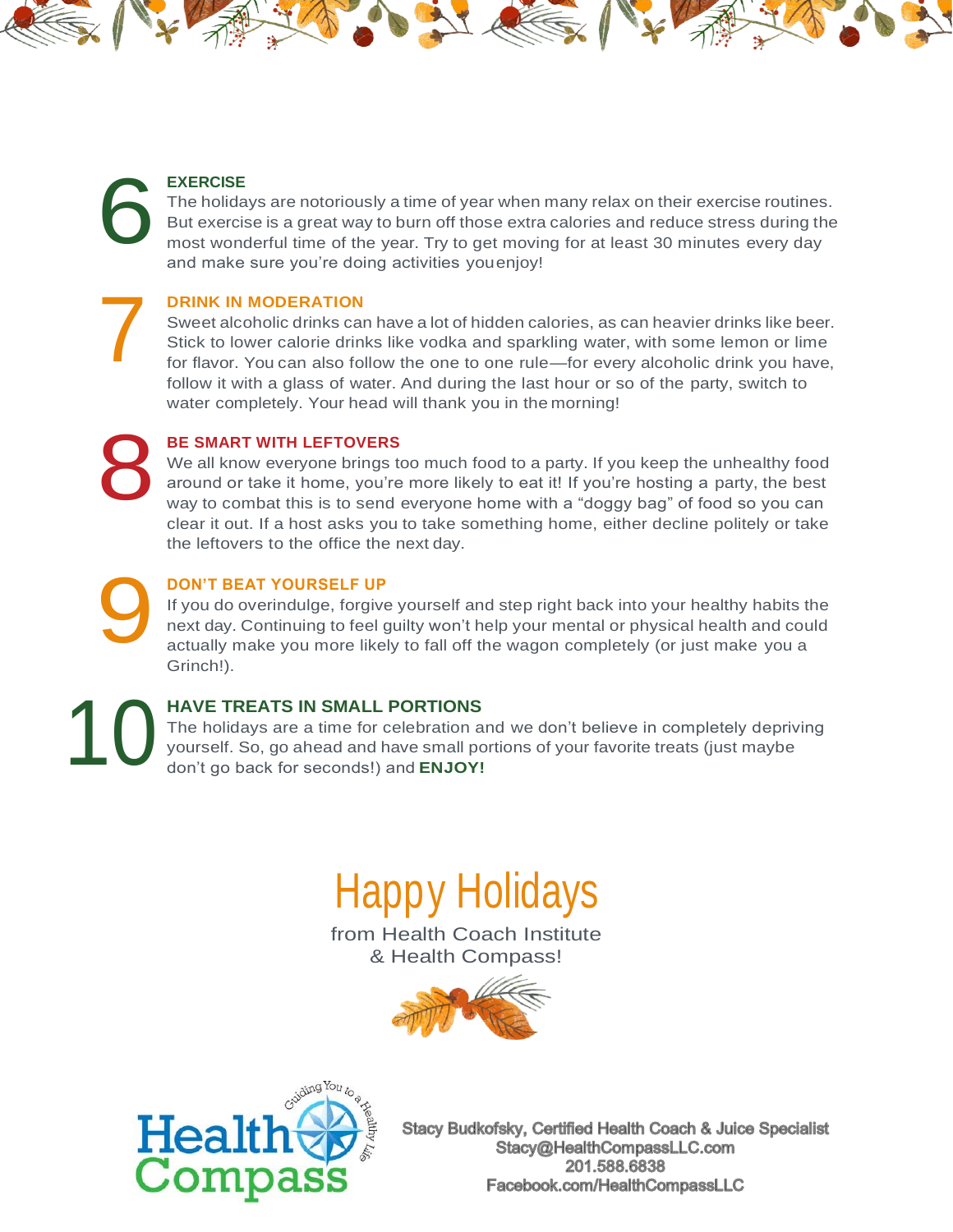## 6 EXERCISE

The holidays are notoriously a time of year when many relax on their exercise routines. But exercise is a great way to burn off those extra calories and reduce stress during the most wonderful time of the year. Try to get moving for at least 30 minutes every day and make sure you're doing activities you enjoy!

## 7 DRINK IN MODERATION

Sweet alcoholic drinks can have a lot of hidden calories, as can heavier drinks like beer. Stick to lower calorie drinks like vodka and sparkling water, with some lemon or lime for flavor. You can also follow the one to one rule—for every alcoholic drink you have, follow it with a glass of water. And during the last hour or so of the party, switch to water completely. Your head will thank you in the morning!

## 8 BE SMART WITH LEFTOVERS

We all know everyone brings too much food to a party. If you keep the unhealthy food around or take it home, you're more likely to eat it! If you're hosting a party, the best way to combat this is to send everyone home with a "doggy bag" of food so you can clear it out. If a host asks you to take something home, either decline politely or take the leftovers to the office the next day.

## 9 DON'T BEAT YOURSELF UP

If you do overindulge, forgive yourself and step right back into your healthy habits the next day. Continuing to feel guilty won't help your mental or physical health and could actually make you more likely to fall off the wagon completely (or just make you a Grinch!).

## 10 HAVE TREATS IN SMALL PORTIONS

The holidays are a time for celebration and we don't believe in completely depriving yourself. So, go ahead and have small portions of your favorite treats (just maybe don't go back for seconds!) and **ENJOY!**

# Happy Holidays

from Health Coach Institute
& Health Compass!

Health Compass
Guiding You to a Healthy Life

Stacy Budkofsky, Certified Health Coach & Juice Specialist
Stacy@HealthCompassLLC.com
201.588.6838
Facebook.com/HealthCompassLLC